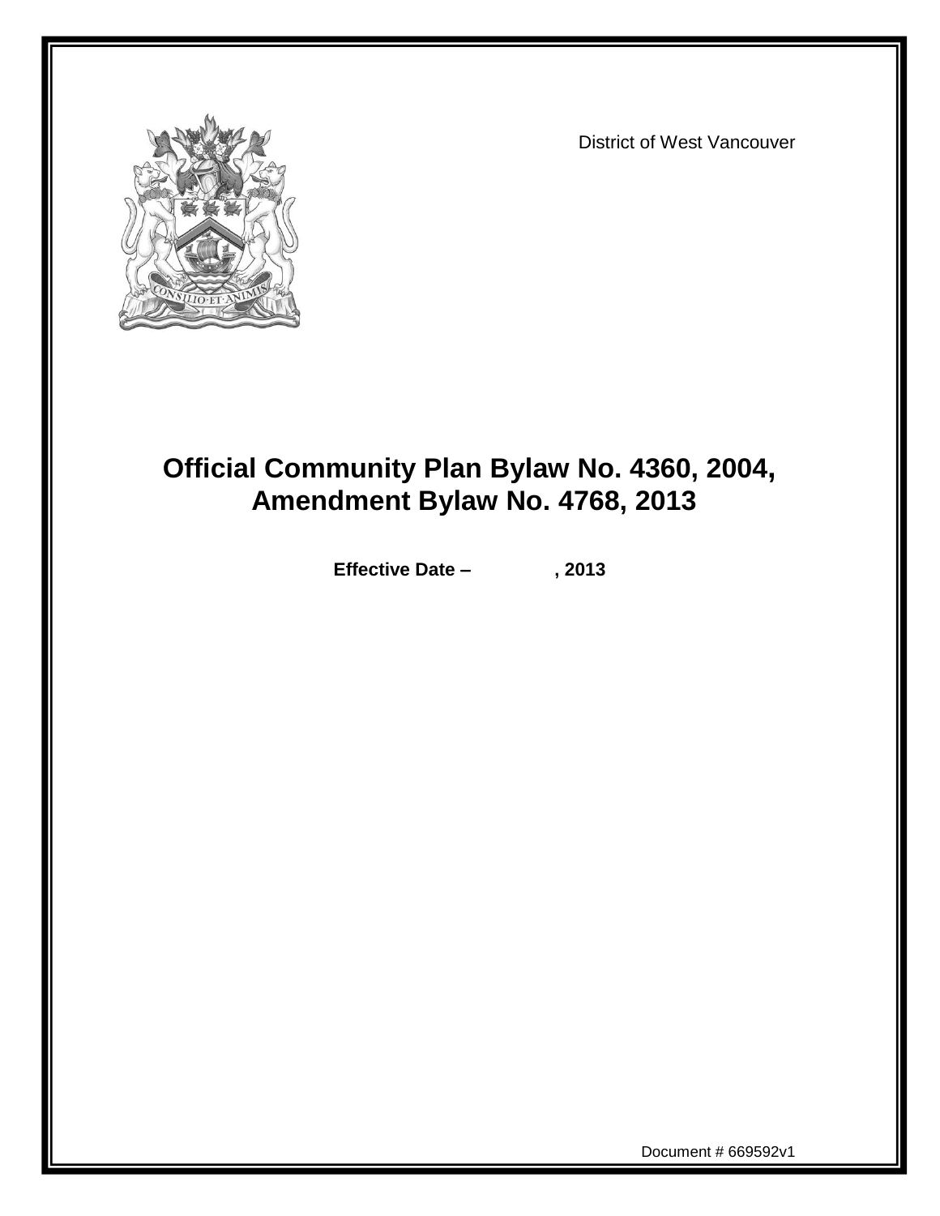District of West Vancouver

# Official Community Plan Bylaw No. 4360, 2004, Amendment Bylaw No. 4768, 2013

**Effective Date – , 2013**

Document # 669592v1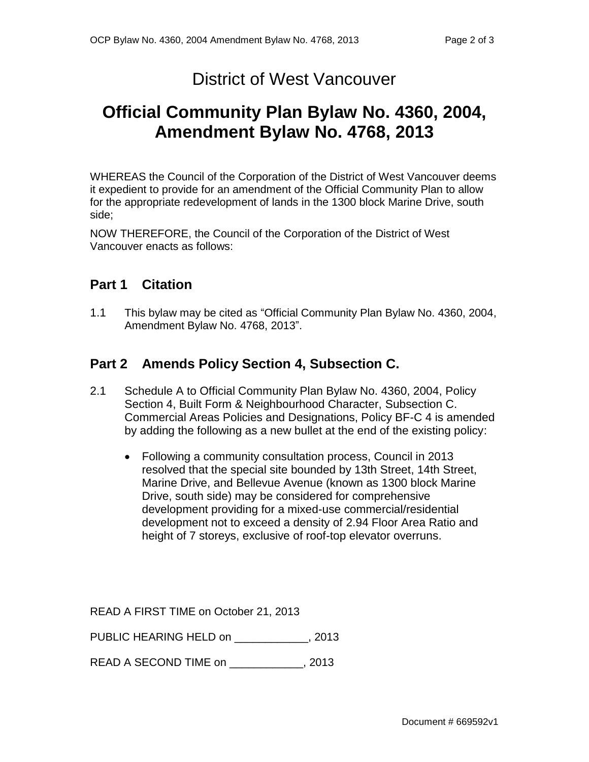# District of West Vancouver

# Official Community Plan Bylaw No. 4360, 2004, Amendment Bylaw No. 4768, 2013

WHEREAS the Council of the Corporation of the District of West Vancouver deems it expedient to provide for an amendment of the Official Community Plan to allow for the appropriate redevelopment of lands in the 1300 block Marine Drive, south side;

NOW THEREFORE, the Council of the Corporation of the District of West Vancouver enacts as follows:

## Part 1 Citation

1.1 This bylaw may be cited as "Official Community Plan Bylaw No. 4360, 2004, Amendment Bylaw No. 4768, 2013".

## Part 2 Amends Policy Section 4, Subsection C.

2.1 Schedule A to Official Community Plan Bylaw No. 4360, 2004, Policy Section 4, Built Form & Neighbourhood Character, Subsection C. Commercial Areas Policies and Designations, Policy BF-C 4 is amended by adding the following as a new bullet at the end of the existing policy:

- Following a community consultation process, Council in 2013 resolved that the special site bounded by 13th Street, 14th Street, Marine Drive, and Bellevue Avenue (known as 1300 block Marine Drive, south side) may be considered for comprehensive development providing for a mixed-use commercial/residential development not to exceed a density of 2.94 Floor Area Ratio and height of 7 storeys, exclusive of roof-top elevator overruns.

READ A FIRST TIME on October 21, 2013

PUBLIC HEARING HELD on ____________, 2013

READ A SECOND TIME on ____________, 2013

Document # 669592v1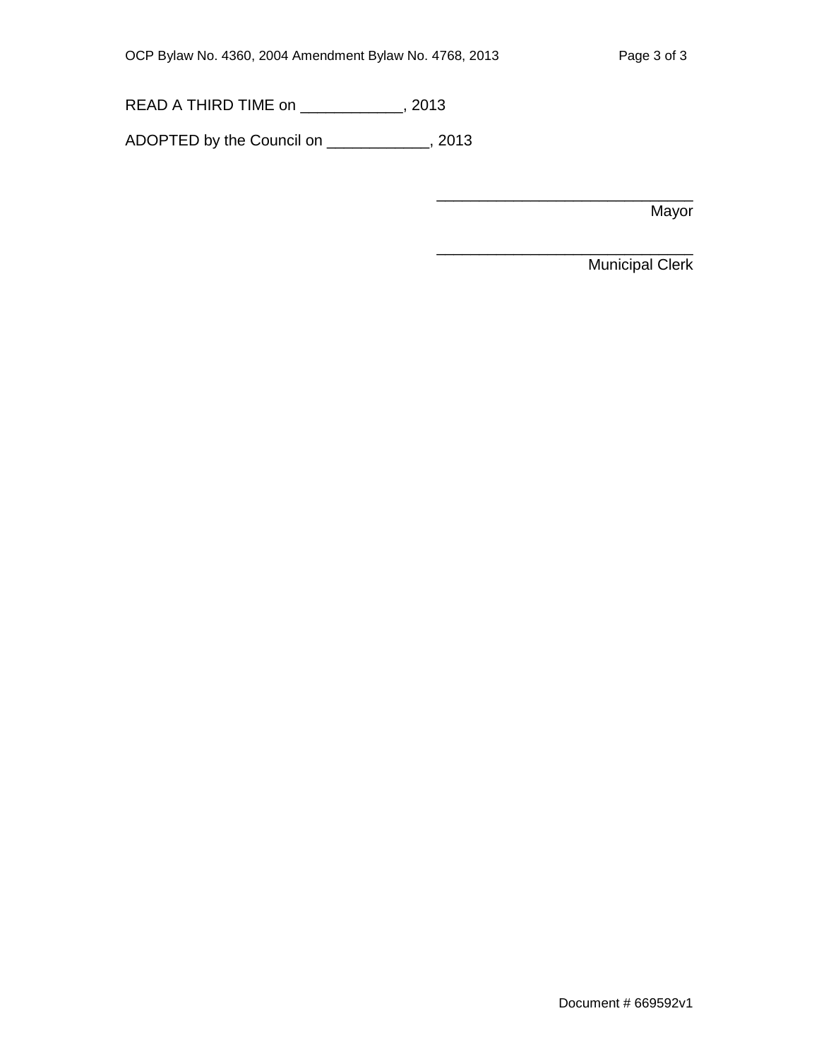READ A THIRD TIME on ____________, 2013

ADOPTED by the Council on ____________, 2013

______________________________
Mayor

______________________________
Municipal Clerk

Document # 669592v1